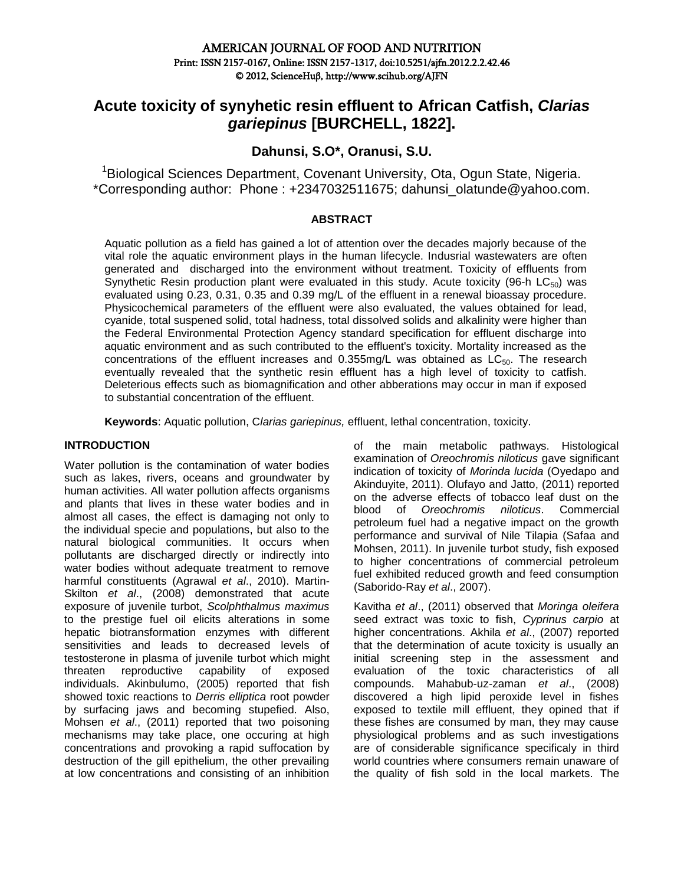AMERICAN JOURNAL OF FOOD AND NUTRITION
Print: ISSN 2157-0167, Online: ISSN 2157-1317, doi:10.5251/ajfn.2012.2.2.42.46
© 2012, ScienceHuβ, http://www.scihub.org/AJFN

# Acute toxicity of synyhetic resin effluent to African Catfish, *Clarias gariepinus* [BURCHELL, 1822].

**Dahunsi, S.O\*, Oranusi, S.U.**

[1]Biological Sciences Department, Covenant University, Ota, Ogun State, Nigeria.
\*Corresponding author: Phone : +2347032511675; dahunsi_olatunde@yahoo.com.

## ABSTRACT

Aquatic pollution as a field has gained a lot of attention over the decades majorly because of the vital role the aquatic environment plays in the human lifecycle. Indusrial wastewaters are often generated and discharged into the environment without treatment. Toxicity of effluents from Synthetic Resin production plant were evaluated in this study. Acute toxicity (96-h $LC_{50}$) was evaluated using 0.23, 0.31, 0.35 and 0.39 mg/L of the effluent in a renewal bioassay procedure. Physicochemical parameters of the effluent were also evaluated, the values obtained for lead, cyanide, total suspened solid, total hadness, total dissolved solids and alkalinity were higher than the Federal Environmental Protection Agency standard specification for effluent discharge into aquatic environment and as such contributed to the effluent's toxicity. Mortality increased as the concentrations of the effluent increases and 0.355mg/L was obtained as $LC_{50}$. The research eventually revealed that the synthetic resin effluent has a high level of toxicity to catfish. Deleterious effects such as biomagnification and other abberations may occur in man if exposed to substantial concentration of the effluent.

**Keywords**: Aquatic pollution, C*larias gariepinus,* effluent, lethal concentration, toxicity.

## INTRODUCTION

Water pollution is the contamination of water bodies such as lakes, rivers, oceans and groundwater by human activities. All water pollution affects organisms and plants that lives in these water bodies and in almost all cases, the effect is damaging not only to the individual specie and populations, but also to the natural biological communities. It occurs when pollutants are discharged directly or indirectly into water bodies without adequate treatment to remove harmful constituents (Agrawal *et al*., 2010). Martin-Skilton *et al*., (2008) demonstrated that acute exposure of juvenile turbot, *Scolphthalmus maximus* to the prestige fuel oil elicits alterations in some hepatic biotransformation enzymes with different sensitivities and leads to decreased levels of testosterone in plasma of juvenile turbot which might threaten reproductive capability of exposed individuals. Akinbulumo, (2005) reported that fish showed toxic reactions to *Derris elliptica* root powder by surfacing jaws and becoming stupefied. Also, Mohsen *et al*., (2011) reported that two poisoning mechanisms may take place, one occuring at high concentrations and provoking a rapid suffocation by destruction of the gill epithelium, the other prevailing at low concentrations and consisting of an inhibition of the main metabolic pathways. Histological examination of *Oreochromis niloticus* gave significant indication of toxicity of *Morinda lucida* (Oyedapo and Akinduyite, 2011). Olufayo and Jatto, (2011) reported on the adverse effects of tobacco leaf dust on the blood of *Oreochromis niloticus*. Commercial petroleum fuel had a negative impact on the growth performance and survival of Nile Tilapia (Safaa and Mohsen, 2011). In juvenile turbot study, fish exposed to higher concentrations of commercial petroleum fuel exhibited reduced growth and feed consumption (Saborido-Ray *et al*., 2007).

Kavitha *et al*., (2011) observed that *Moringa oleifera* seed extract was toxic to fish, *Cyprinus carpio* at higher concentrations. Akhila *et al*., (2007) reported that the determination of acute toxicity is usually an initial screening step in the assessment and evaluation of the toxic characteristics of all compounds. Mahabub-uz-zaman *et al*., (2008) discovered a high lipid peroxide level in fishes exposed to textile mill effluent, they opined that if these fishes are consumed by man, they may cause physiological problems and as such investigations are of considerable significance specificaly in third world countries where consumers remain unaware of the quality of fish sold in the local markets. The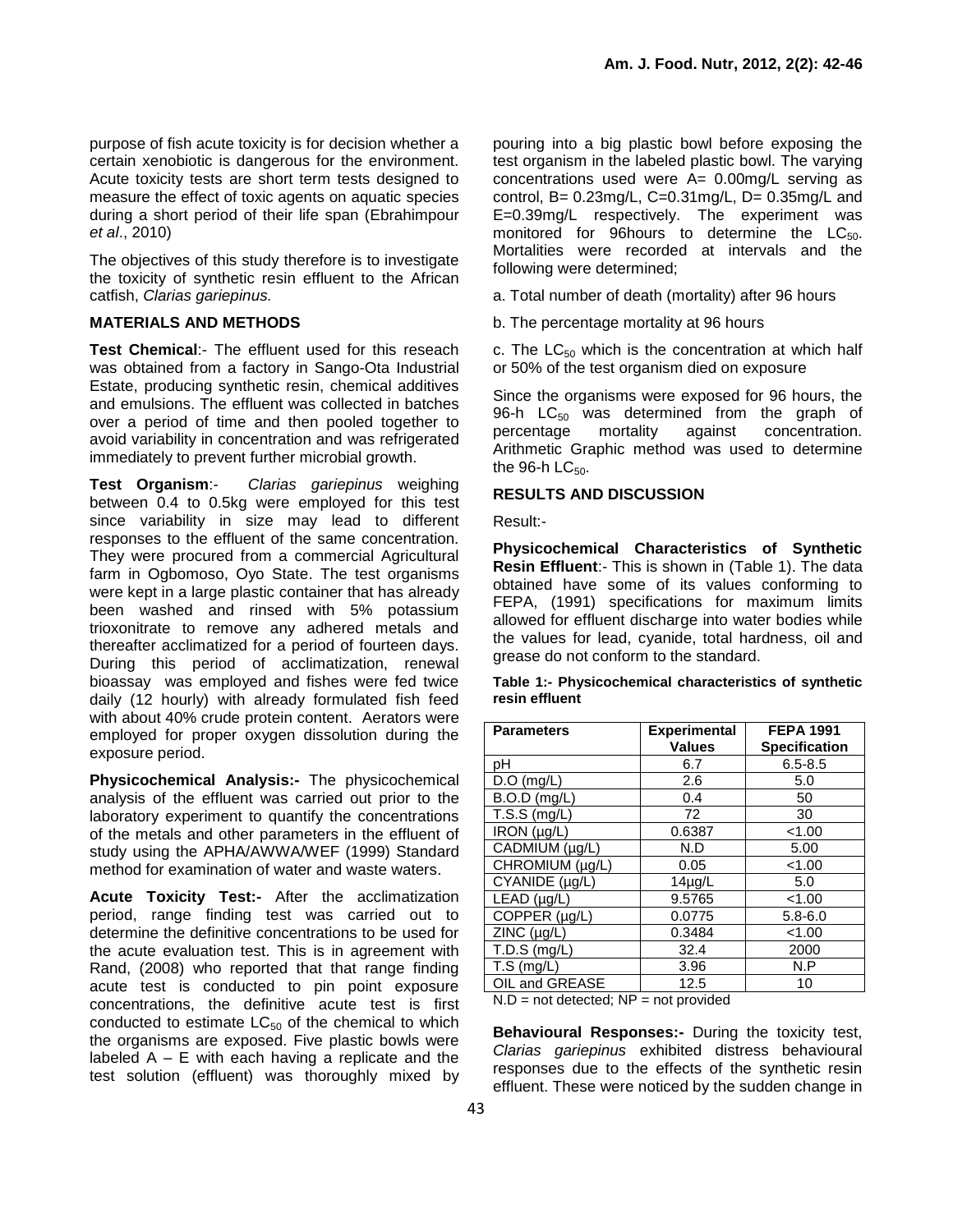purpose of fish acute toxicity is for decision whether a certain xenobiotic is dangerous for the environment. Acute toxicity tests are short term tests designed to measure the effect of toxic agents on aquatic species during a short period of their life span (Ebrahimpour *et al*., 2010)

The objectives of this study therefore is to investigate the toxicity of synthetic resin effluent to the African catfish, *Clarias gariepinus.*

## MATERIALS AND METHODS

**Test Chemical**:- The effluent used for this reseach was obtained from a factory in Sango-Ota Industrial Estate, producing synthetic resin, chemical additives and emulsions. The effluent was collected in batches over a period of time and then pooled together to avoid variability in concentration and was refrigerated immediately to prevent further microbial growth.

**Test Organism**:- *Clarias gariepinus* weighing between 0.4 to 0.5kg were employed for this test since variability in size may lead to different responses to the effluent of the same concentration. They were procured from a commercial Agricultural farm in Ogbomoso, Oyo State. The test organisms were kept in a large plastic container that has already been washed and rinsed with 5% potassium trioxonitrate to remove any adhered metals and thereafter acclimatized for a period of fourteen days. During this period of acclimatization, renewal bioassay was employed and fishes were fed twice daily (12 hourly) with already formulated fish feed with about 40% crude protein content. Aerators were employed for proper oxygen dissolution during the exposure period.

**Physicochemical Analysis:-** The physicochemical analysis of the effluent was carried out prior to the laboratory experiment to quantify the concentrations of the metals and other parameters in the effluent of study using the APHA/AWWA/WEF (1999) Standard method for examination of water and waste waters.

**Acute Toxicity Test:-** After the acclimatization period, range finding test was carried out to determine the definitive concentrations to be used for the acute evaluation test. This is in agreement with Rand, (2008) who reported that that range finding acute test is conducted to pin point exposure concentrations, the definitive acute test is first conducted to estimate $LC_{50}$ of the chemical to which the organisms are exposed. Five plastic bowls were labeled A – E with each having a replicate and the test solution (effluent) was thoroughly mixed by pouring into a big plastic bowl before exposing the test organism in the labeled plastic bowl. The varying concentrations used were A= 0.00mg/L serving as control, B= 0.23mg/L, C=0.31mg/L, D= 0.35mg/L and E=0.39mg/L respectively. The experiment was monitored for 96hours to determine the $LC_{50}$. Mortalities were recorded at intervals and the following were determined;

a. Total number of death (mortality) after 96 hours

b. The percentage mortality at 96 hours

c. The $LC_{50}$ which is the concentration at which half or 50% of the test organism died on exposure

Since the organisms were exposed for 96 hours, the 96-h $LC_{50}$ was determined from the graph of percentage mortality against concentration. Arithmetic Graphic method was used to determine the 96-h $LC_{50}$.

## RESULTS AND DISCUSSION

Result:-

**Physicochemical Characteristics of Synthetic Resin Effluent**:- This is shown in (Table 1). The data obtained have some of its values conforming to FEPA, (1991) specifications for maximum limits allowed for effluent discharge into water bodies while the values for lead, cyanide, total hardness, oil and grease do not conform to the standard.

**Table 1:- Physicochemical characteristics of synthetic resin effluent**

| Parameters | Experimental Values | FEPA 1991 Specification |
|---|---|---|
| pH | 6.7 | 6.5-8.5 |
| D.O (mg/L) | 2.6 | 5.0 |
| B.O.D (mg/L) | 0.4 | 50 |
| T.S.S (mg/L) | 72 | 30 |
| IRON (µg/L) | 0.6387 | <1.00 |
| CADMIUM (µg/L) | N.D | 5.00 |
| CHROMIUM (µg/L) | 0.05 | <1.00 |
| CYANIDE (µg/L) | 14µg/L | 5.0 |
| LEAD (µg/L) | 9.5765 | <1.00 |
| COPPER (µg/L) | 0.0775 | 5.8-6.0 |
| ZINC (µg/L) | 0.3484 | <1.00 |
| T.D.S (mg/L) | 32.4 | 2000 |
| T.S (mg/L) | 3.96 | N.P |
| OIL and GREASE | 12.5 | 10 |

N.D = not detected; NP = not provided

**Behavioural Responses:-** During the toxicity test, *Clarias gariepinus* exhibited distress behavioural responses due to the effects of the synthetic resin effluent. These were noticed by the sudden change in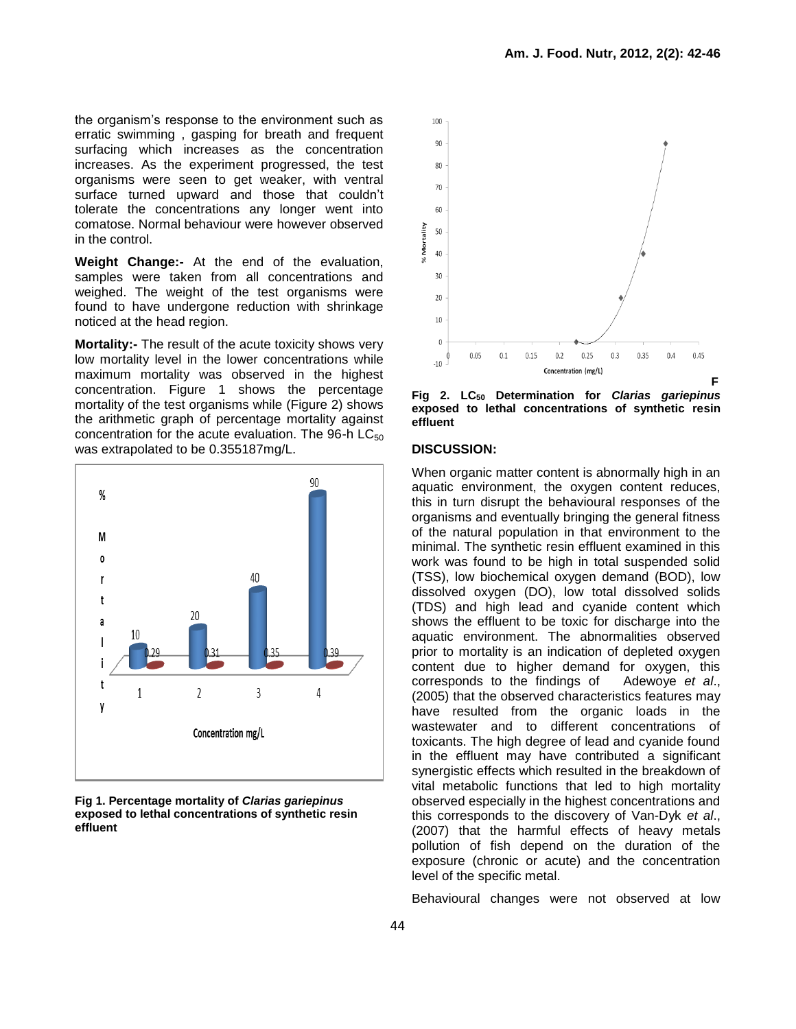the organism's response to the environment such as erratic swimming , gasping for breath and frequent surfacing which increases as the concentration increases. As the experiment progressed, the test organisms were seen to get weaker, with ventral surface turned upward and those that couldn't tolerate the concentrations any longer went into comatose. Normal behaviour were however observed in the control.

**Weight Change:-** At the end of the evaluation, samples were taken from all concentrations and weighed. The weight of the test organisms were found to have undergone reduction with shrinkage noticed at the head region.

**Mortality:-** The result of the acute toxicity shows very low mortality level in the lower concentrations while maximum mortality was observed in the highest concentration. Figure 1 shows the percentage mortality of the test organisms while (Figure 2) shows the arithmetic graph of percentage mortality against concentration for the acute evaluation. The 96-h $LC_{50}$ was extrapolated to be 0.355187mg/L.

**Fig 1. Percentage mortality of *Clarias gariepinus* exposed to lethal concentrations of synthetic resin effluent**

**Fig 2. $LC_{50}$ Determination for *Clarias gariepinus* exposed to lethal concentrations of synthetic resin effluent**

### DISCUSSION:

When organic matter content is abnormally high in an aquatic environment, the oxygen content reduces, this in turn disrupt the behavioural responses of the organisms and eventually bringing the general fitness of the natural population in that environment to the minimal. The synthetic resin effluent examined in this work was found to be high in total suspended solid (TSS), low biochemical oxygen demand (BOD), low dissolved oxygen (DO), low total dissolved solids (TDS) and high lead and cyanide content which shows the effluent to be toxic for discharge into the aquatic environment. The abnormalities observed prior to mortality is an indication of depleted oxygen content due to higher demand for oxygen, this corresponds to the findings of Adewoye *et al*., (2005) that the observed characteristics features may have resulted from the organic loads in the wastewater and to different concentrations of toxicants. The high degree of lead and cyanide found in the effluent may have contributed a significant synergistic effects which resulted in the breakdown of vital metabolic functions that led to high mortality observed especially in the highest concentrations and this corresponds to the discovery of Van-Dyk *et al*., (2007) that the harmful effects of heavy metals pollution of fish depend on the duration of the exposure (chronic or acute) and the concentration level of the specific metal.

Behavioural changes were not observed at low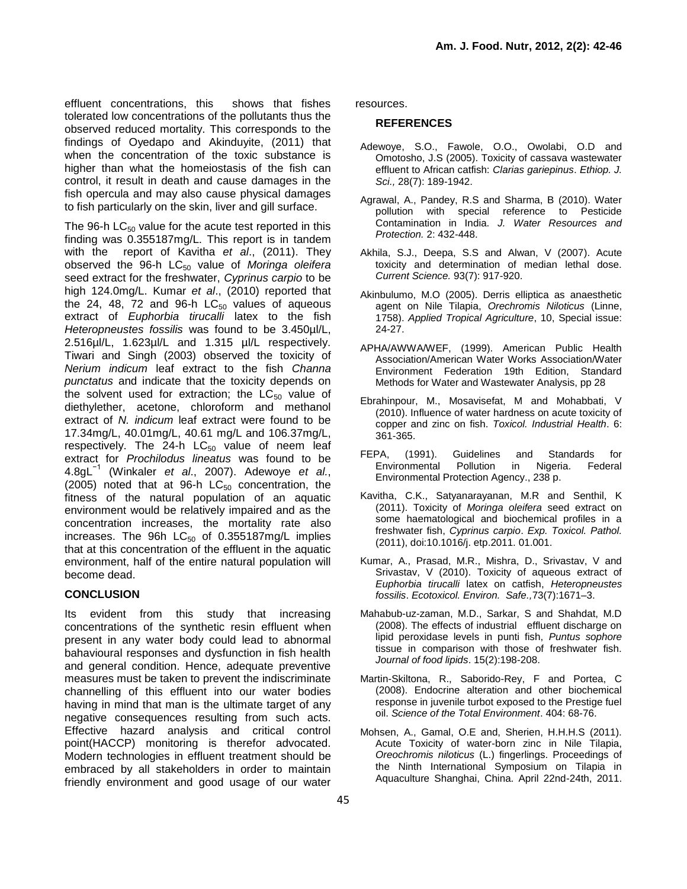effluent concentrations, this shows that fishes tolerated low concentrations of the pollutants thus the observed reduced mortality. This corresponds to the findings of Oyedapo and Akinduyite, (2011) that when the concentration of the toxic substance is higher than what the homeiostasis of the fish can control, it result in death and cause damages in the fish opercula and may also cause physical damages to fish particularly on the skin, liver and gill surface.

The 96-h $LC_{50}$ value for the acute test reported in this finding was 0.355187mg/L. This report is in tandem with the report of Kavitha *et al*., (2011). They observed the 96-h $LC_{50}$ value of *Moringa oleifera* seed extract for the freshwater, *Cyprinus carpio* to be high 124.0mg/L. Kumar *et al*., (2010) reported that the 24, 48, 72 and 96-h $LC_{50}$ values of aqueous extract of *Euphorbia tirucalli* latex to the fish *Heteropneustes fossilis* was found to be 3.450µl/L, 2.516µl/L, 1.623µl/L and 1.315 µl/L respectively. Tiwari and Singh (2003) observed the toxicity of *Nerium indicum* leaf extract to the fish *Channa punctatus* and indicate that the toxicity depends on the solvent used for extraction; the $LC_{50}$ value of diethylether, acetone, chloroform and methanol extract of *N. indicum* leaf extract were found to be 17.34mg/L, 40.01mg/L, 40.61 mg/L and 106.37mg/L, respectively. The 24-h $LC_{50}$ value of neem leaf extract for *Prochilodus lineatus* was found to be $4.8gL^{-1}$ (Winkaler *et al*., 2007). Adewoye *et al.*, (2005) noted that at 96-h $LC_{50}$ concentration, the fitness of the natural population of an aquatic environment would be relatively impaired and as the concentration increases, the mortality rate also increases. The 96h $LC_{50}$ of 0.355187mg/L implies that at this concentration of the effluent in the aquatic environment, half of the entire natural population will become dead.

## CONCLUSION

Its evident from this study that increasing concentrations of the synthetic resin effluent when present in any water body could lead to abnormal bahavioural responses and dysfunction in fish health and general condition. Hence, adequate preventive measures must be taken to prevent the indiscriminate channelling of this effluent into our water bodies having in mind that man is the ultimate target of any negative consequences resulting from such acts. Effective hazard analysis and critical control point(HACCP) monitoring is therefor advocated. Modern technologies in effluent treatment should be embraced by all stakeholders in order to maintain friendly environment and good usage of our water resources.

## REFERENCES

Adewoye, S.O., Fawole, O.O., Owolabi, O.D and Omotosho, J.S (2005). Toxicity of cassava wastewater effluent to African catfish: *Clarias gariepinus*. *Ethiop. J. Sci.,* 28(7): 189-1942.

Agrawal, A., Pandey, R.S and Sharma, B (2010). Water pollution with special reference to Pesticide Contamination in India. *J. Water Resources and Protection.* 2: 432-448.

Akhila, S.J., Deepa, S.S and Alwan, V (2007). Acute toxicity and determination of median lethal dose. *Current Science.* 93(7): 917-920.

Akinbulumo, M.O (2005). Derris elliptica as anaesthetic agent on Nile Tilapia, *Orechromis Niloticus* (Linne, 1758). *Applied Tropical Agriculture*, 10, Special issue: 24-27.

APHA/AWWA/WEF, (1999). American Public Health Association/American Water Works Association/Water Environment Federation 19th Edition, Standard Methods for Water and Wastewater Analysis, pp 28

Ebrahinpour, M., Mosavisefat, M and Mohabbati, V (2010). Influence of water hardness on acute toxicity of copper and zinc on fish. *Toxicol. Industrial Health*. 6: 361-365.

FEPA, (1991). Guidelines and Standards for Environmental Pollution in Nigeria. Federal Environmental Protection Agency., 238 p.

Kavitha, C.K., Satyanarayanan, M.R and Senthil, K (2011). Toxicity of *Moringa oleifera* seed extract on some haematological and biochemical profiles in a freshwater fish, *Cyprinus carpio*. *Exp. Toxicol. Pathol.* (2011), doi:10.1016/j. etp.2011. 01.001.

Kumar, A., Prasad, M.R., Mishra, D., Srivastav, V and Srivastav, V (2010). Toxicity of aqueous extract of *Euphorbia tirucalli* latex on catfish, *Heteropneustes fossilis*. *Ecotoxicol. Environ. Safe.,*73(7):1671–3.

Mahabub-uz-zaman, M.D., Sarkar, S and Shahdat, M.D (2008). The effects of industrial effluent discharge on lipid peroxidase levels in punti fish, *Puntus sophore* tissue in comparison with those of freshwater fish. *Journal of food lipids*. 15(2):198-208.

Martin-Skiltona, R., Saborido-Rey, F and Portea, C (2008). Endocrine alteration and other biochemical response in juvenile turbot exposed to the Prestige fuel oil. *Science of the Total Environment*. 404: 68-76.

Mohsen, A., Gamal, O.E and, Sherien, H.H.H.S (2011). Acute Toxicity of water-born zinc in Nile Tilapia, *Oreochromis niloticus* (L.) fingerlings. Proceedings of the Ninth International Symposium on Tilapia in Aquaculture Shanghai, China. April 22nd-24th, 2011.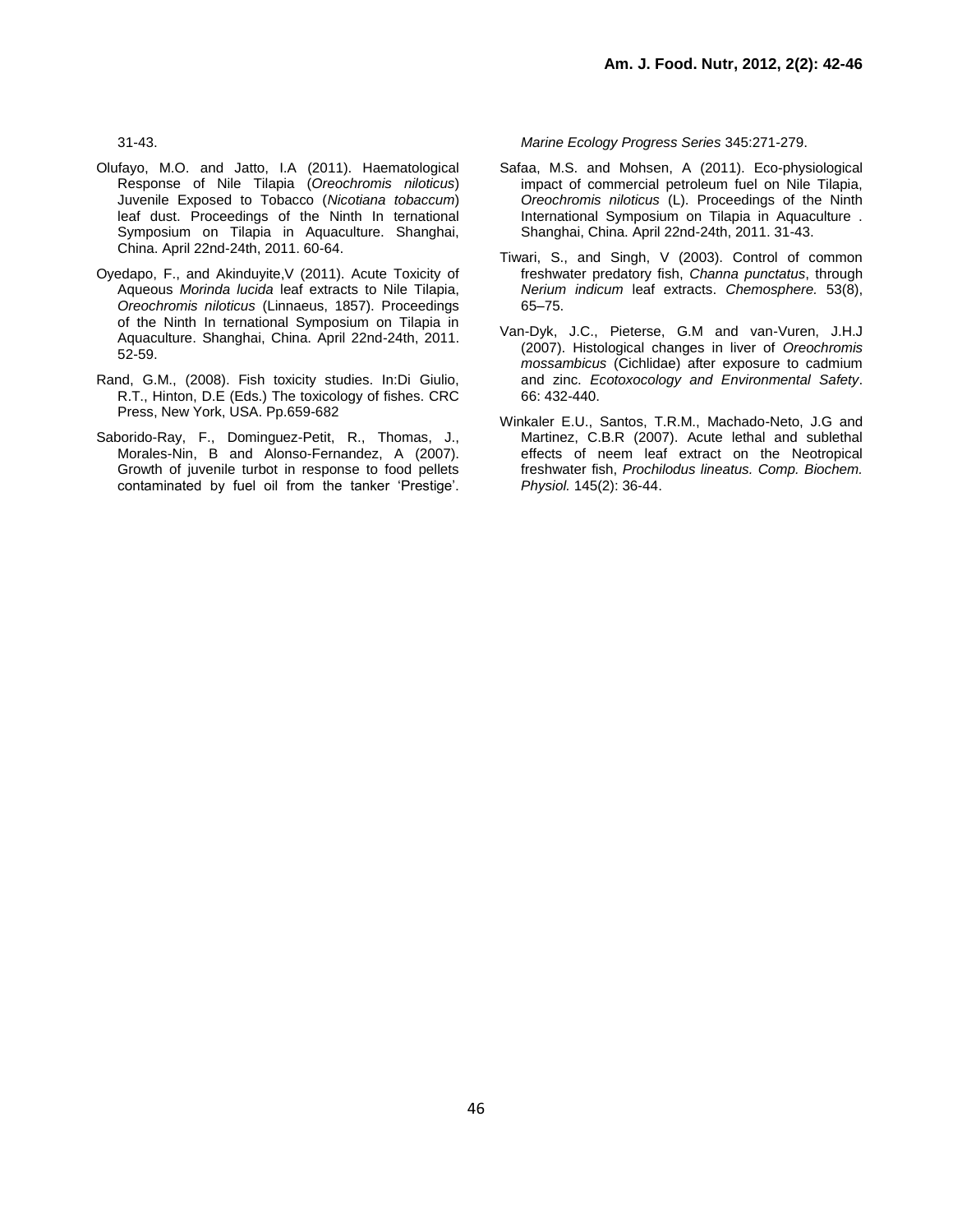31-43.

Olufayo, M.O. and Jatto, I.A (2011). Haematological Response of Nile Tilapia (*Oreochromis niloticus*) Juvenile Exposed to Tobacco (*Nicotiana tobaccum*) leaf dust. Proceedings of the Ninth In ternational Symposium on Tilapia in Aquaculture. Shanghai, China. April 22nd-24th, 2011. 60-64.

Oyedapo, F., and Akinduyite,V (2011). Acute Toxicity of Aqueous *Morinda lucida* leaf extracts to Nile Tilapia, *Oreochromis niloticus* (Linnaeus, 1857). Proceedings of the Ninth In ternational Symposium on Tilapia in Aquaculture. Shanghai, China. April 22nd-24th, 2011. 52-59.

Rand, G.M., (2008). Fish toxicity studies. In:Di Giulio, R.T., Hinton, D.E (Eds.) The toxicology of fishes. CRC Press, New York, USA. Pp.659-682

Saborido-Ray, F., Dominguez-Petit, R., Thomas, J., Morales-Nin, B and Alonso-Fernandez, A (2007). Growth of juvenile turbot in response to food pellets contaminated by fuel oil from the tanker 'Prestige'. *Marine Ecology Progress Series* 345:271-279.

Safaa, M.S. and Mohsen, A (2011). Eco-physiological impact of commercial petroleum fuel on Nile Tilapia, *Oreochromis niloticus* (L). Proceedings of the Ninth International Symposium on Tilapia in Aquaculture . Shanghai, China. April 22nd-24th, 2011. 31-43.

Tiwari, S., and Singh, V (2003). Control of common freshwater predatory fish, *Channa punctatus*, through *Nerium indicum* leaf extracts. *Chemosphere.* 53(8), 65–75.

Van-Dyk, J.C., Pieterse, G.M and van-Vuren, J.H.J (2007). Histological changes in liver of *Oreochromis mossambicus* (Cichlidae) after exposure to cadmium and zinc. *Ecotoxocology and Environmental Safety*. 66: 432-440.

Winkaler E.U., Santos, T.R.M., Machado-Neto, J.G and Martinez, C.B.R (2007). Acute lethal and sublethal effects of neem leaf extract on the Neotropical freshwater fish, *Prochilodus lineatus. Comp. Biochem. Physiol.* 145(2): 36-44.